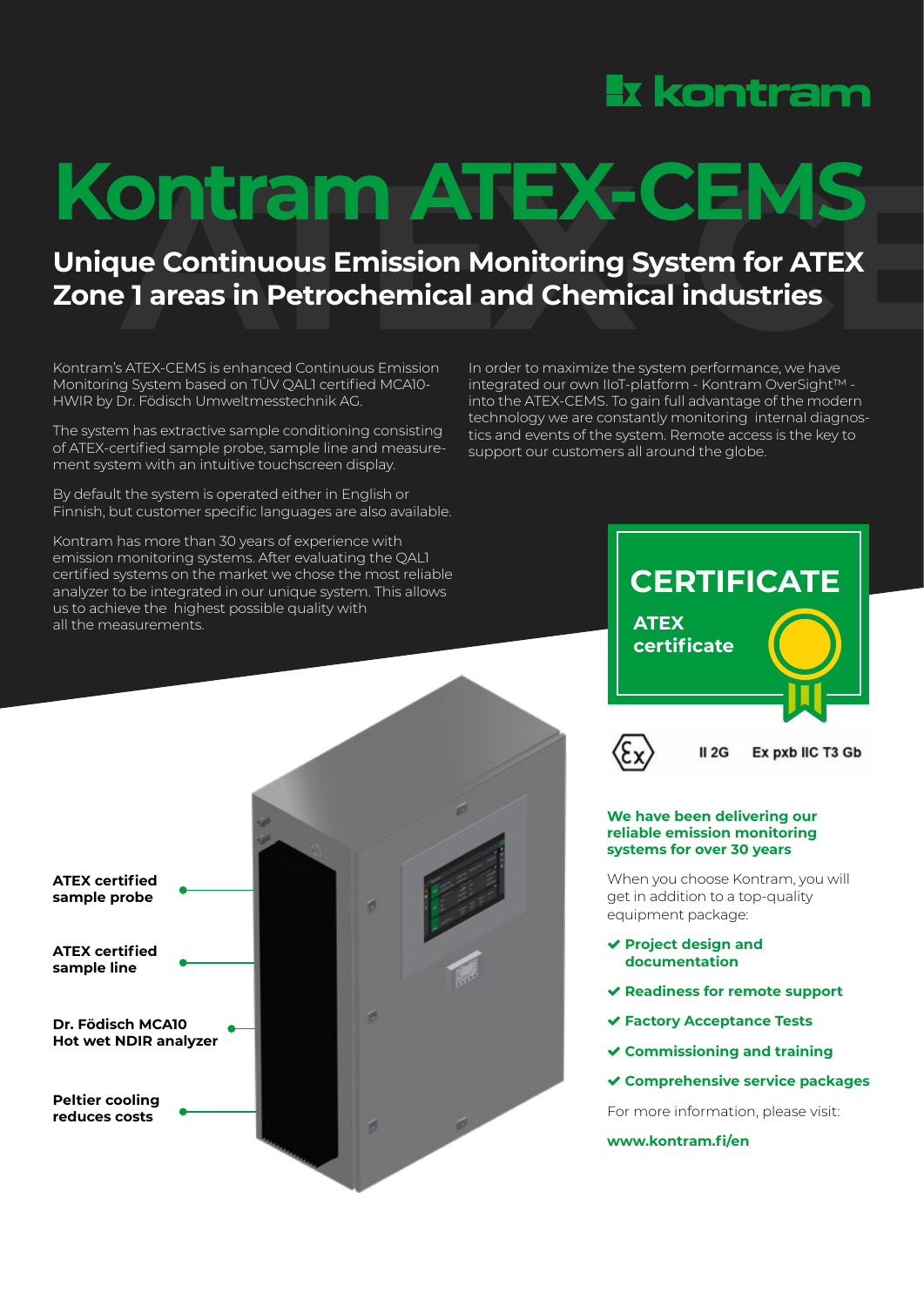# Kontram ATEX-CEMS

## Unique Continuous Emission Monitoring System for ATEX Zone 1 areas in Petrochemical and Chemical industries

Kontram's ATEX-CEMS is enhanced Continuous Emission Monitoring System based on TÜV QAL1 certified MCA10-HWIR by Dr. Födisch Umweltmesstechnik AG.

The system has extractive sample conditioning consisting of ATEX-certified sample probe, sample line and measurement system with an intuitive touchscreen display.

By default the system is operated either in English or Finnish, but customer specific languages are also available.

Kontram has more than 30 years of experience with emission monitoring systems. After evaluating the QAL1 certified systems on the market we chose the most reliable analyzer to be integrated in our unique system. This allows us to achieve the highest possible quality with all the measurements.

In order to maximize the system performance, we have integrated our own IIoT-platform - Kontram OverSight™ - into the ATEX-CEMS. To gain full advantage of the modern technology we are constantly monitoring internal diagnostics and events of the system. Remote access is the key to support our customers all around the globe.

**CERTIFICATE**

**ATEX certificate**

II 2G Ex pxb IIC T3 Gb

**ATEX certified sample probe**

**ATEX certified sample line**

**Dr. Födisch MCA10 Hot wet NDIR analyzer**

**Peltier cooling reduces costs**

**We have been delivering our reliable emission monitoring systems for over 30 years**

When you choose Kontram, you will get in addition to a top-quality equipment package:

- **Project design and documentation**
- **Readiness for remote support**
- **Factory Acceptance Tests**
- **Commissioning and training**
- **Comprehensive service packages**

For more information, please visit:

**www.kontram.fi/en**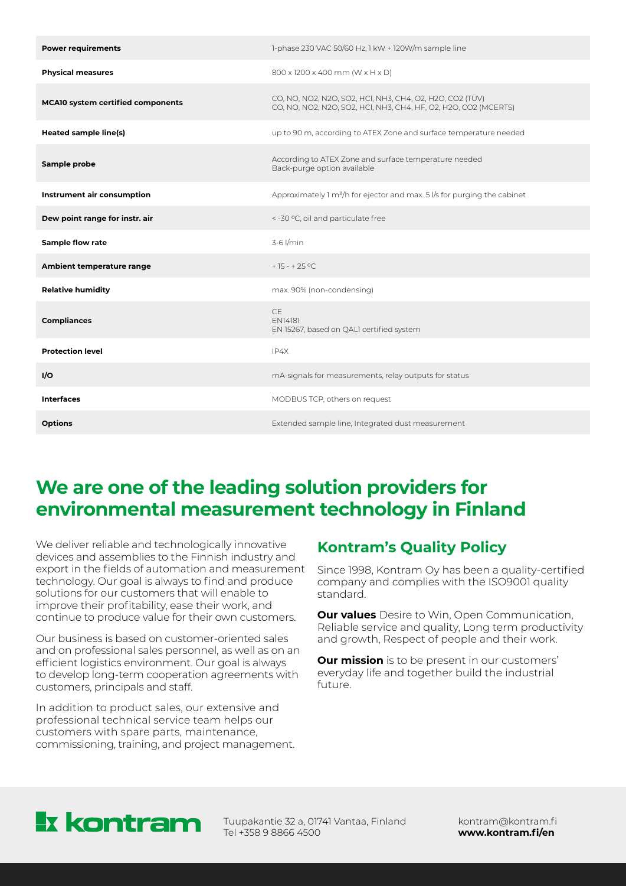| | |
|---|---|
| **Power requirements** | 1-phase 230 VAC 50/60 Hz, 1 kW + 120W/m sample line |
| **Physical measures** | 800 x 1200 x 400 mm (W x H x D) |
| **MCA10 system certified components** | CO, NO, NO2, N2O, SO2, HCl, NH3, CH4, O2, H2O, CO2 (TÜV)<br>CO, NO, NO2, N2O, SO2, HCl, NH3, CH4, HF, O2, H2O, CO2 (MCERTS) |
| **Heated sample line(s)** | up to 90 m, according to ATEX Zone and surface temperature needed |
| **Sample probe** | According to ATEX Zone and surface temperature needed<br>Back-purge option available |
| **Instrument air consumption** | Approximately 1 $m^3$/h for ejector and max. 5 l/s for purging the cabinet |
| **Dew point range for instr. air** | < -30 ºC, oil and particulate free |
| **Sample flow rate** | 3-6 l/min |
| **Ambient temperature range** | + 15 - + 25 ºC |
| **Relative humidity** | max. 90% (non-condensing) |
| **Compliances** | CE<br>EN14181<br>EN 15267, based on QAL1 certified system |
| **Protection level** | IP4X |
| **I/O** | mA-signals for measurements, relay outputs for status |
| **Interfaces** | MODBUS TCP, others on request |
| **Options** | Extended sample line, Integrated dust measurement |

## We are one of the leading solution providers for environmental measurement technology in Finland

We deliver reliable and technologically innovative devices and assemblies to the Finnish industry and export in the fields of automation and measurement technology. Our goal is always to find and produce solutions for our customers that will enable to improve their profitability, ease their work, and continue to produce value for their own customers.

Our business is based on customer-oriented sales and on professional sales personnel, as well as on an efficient logistics environment. Our goal is always to develop long-term cooperation agreements with customers, principals and staff.

In addition to product sales, our extensive and professional technical service team helps our customers with spare parts, maintenance, commissioning, training, and project management.

### Kontram's Quality Policy

Since 1998, Kontram Oy has been a quality-certified company and complies with the ISO9001 quality standard.

**Our values** Desire to Win, Open Communication, Reliable service and quality, Long term productivity and growth, Respect of people and their work.

**Our mission** is to be present in our customers' everyday life and together build the industrial future.

kontram

Tuupakantie 32 a, 01741 Vantaa, Finland
Tel +358 9 8866 4500

kontram@kontram.fi
**www.kontram.fi/en**